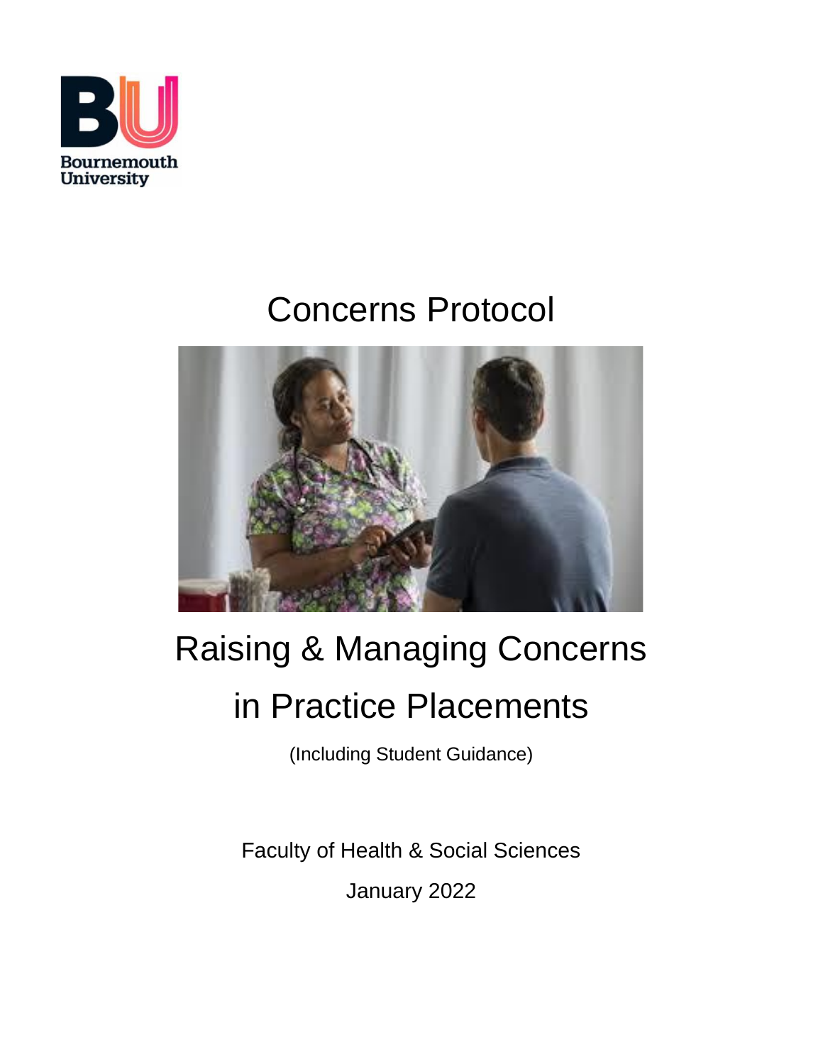Bournemouth University

# Concerns Protocol

# Raising & Managing Concerns in Practice Placements

(Including Student Guidance)

Faculty of Health & Social Sciences

January 2022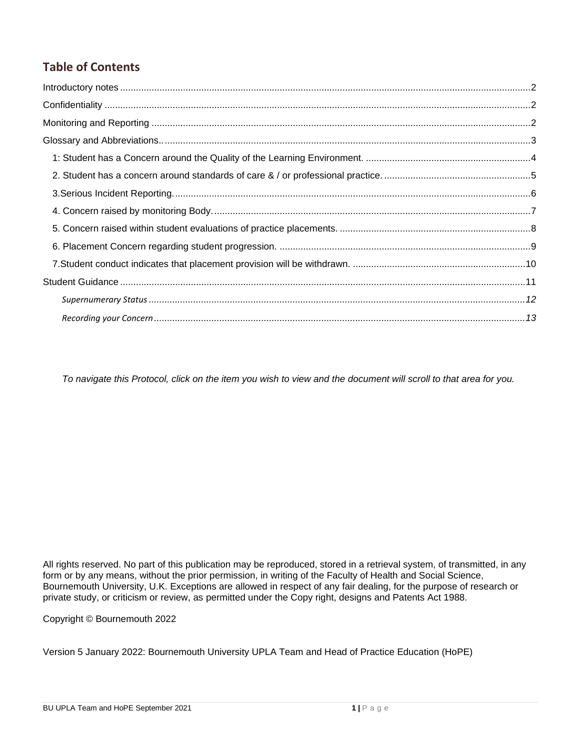## Table of Contents

Introductory notes ...2

Confidentiality ...2

Monitoring and Reporting ...2

Glossary and Abbreviations.. ...3

- 1: Student has a Concern around the Quality of the Learning Environment. ...4
- 2. Student has a concern around standards of care & / or professional practice. ...5
- 3.Serious Incident Reporting. ...6
- 4. Concern raised by monitoring Body. ...7
- 5. Concern raised within student evaluations of practice placements. ...8
- 6. Placement Concern regarding student progression. ...9
- 7.Student conduct indicates that placement provision will be withdrawn. ...10

Student Guidance ...11

- *Supernumerary Status ...12*
- *Recording your Concern ...13*

*To navigate this Protocol, click on the item you wish to view and the document will scroll to that area for you.*

All rights reserved. No part of this publication may be reproduced, stored in a retrieval system, of transmitted, in any form or by any means, without the prior permission, in writing of the Faculty of Health and Social Science, Bournemouth University, U.K. Exceptions are allowed in respect of any fair dealing, for the purpose of research or private study, or criticism or review, as permitted under the Copy right, designs and Patents Act 1988.

Copyright © Bournemouth 2022

Version 5 January 2022: Bournemouth University UPLA Team and Head of Practice Education (HoPE)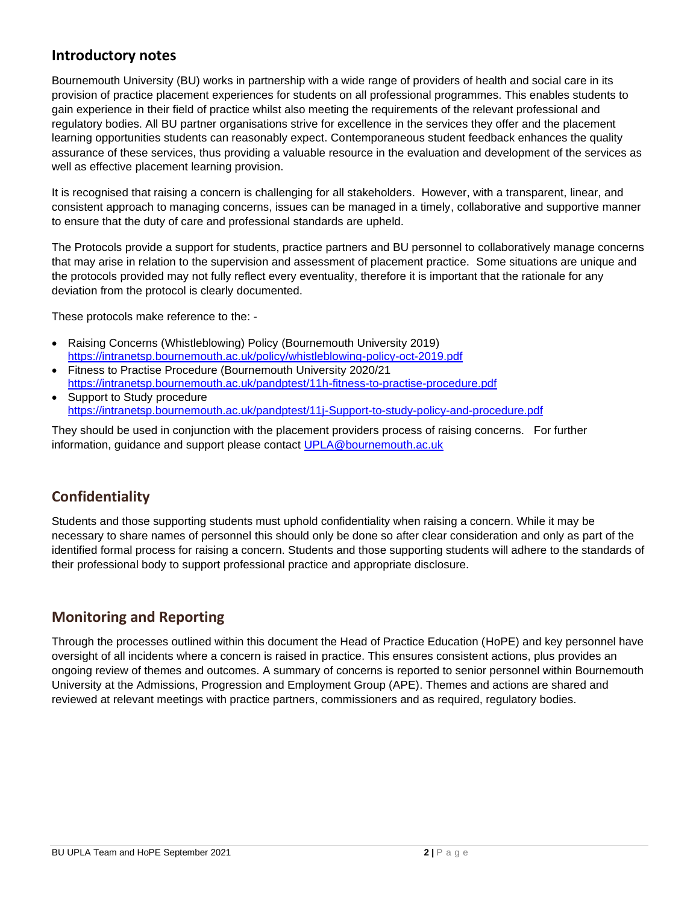## Introductory notes

Bournemouth University (BU) works in partnership with a wide range of providers of health and social care in its provision of practice placement experiences for students on all professional programmes. This enables students to gain experience in their field of practice whilst also meeting the requirements of the relevant professional and regulatory bodies. All BU partner organisations strive for excellence in the services they offer and the placement learning opportunities students can reasonably expect. Contemporaneous student feedback enhances the quality assurance of these services, thus providing a valuable resource in the evaluation and development of the services as well as effective placement learning provision.

It is recognised that raising a concern is challenging for all stakeholders. However, with a transparent, linear, and consistent approach to managing concerns, issues can be managed in a timely, collaborative and supportive manner to ensure that the duty of care and professional standards are upheld.

The Protocols provide a support for students, practice partners and BU personnel to collaboratively manage concerns that may arise in relation to the supervision and assessment of placement practice. Some situations are unique and the protocols provided may not fully reflect every eventuality, therefore it is important that the rationale for any deviation from the protocol is clearly documented.

These protocols make reference to the: -

- Raising Concerns (Whistleblowing) Policy (Bournemouth University 2019) https://intranetsp.bournemouth.ac.uk/policy/whistleblowing-policy-oct-2019.pdf
- Fitness to Practise Procedure (Bournemouth University 2020/21 https://intranetsp.bournemouth.ac.uk/pandptest/11h-fitness-to-practise-procedure.pdf
- Support to Study procedure https://intranetsp.bournemouth.ac.uk/pandptest/11j-Support-to-study-policy-and-procedure.pdf

They should be used in conjunction with the placement providers process of raising concerns. For further information, guidance and support please contact UPLA@bournemouth.ac.uk

## Confidentiality

Students and those supporting students must uphold confidentiality when raising a concern. While it may be necessary to share names of personnel this should only be done so after clear consideration and only as part of the identified formal process for raising a concern. Students and those supporting students will adhere to the standards of their professional body to support professional practice and appropriate disclosure.

## Monitoring and Reporting

Through the processes outlined within this document the Head of Practice Education (HoPE) and key personnel have oversight of all incidents where a concern is raised in practice. This ensures consistent actions, plus provides an ongoing review of themes and outcomes. A summary of concerns is reported to senior personnel within Bournemouth University at the Admissions, Progression and Employment Group (APE). Themes and actions are shared and reviewed at relevant meetings with practice partners, commissioners and as required, regulatory bodies.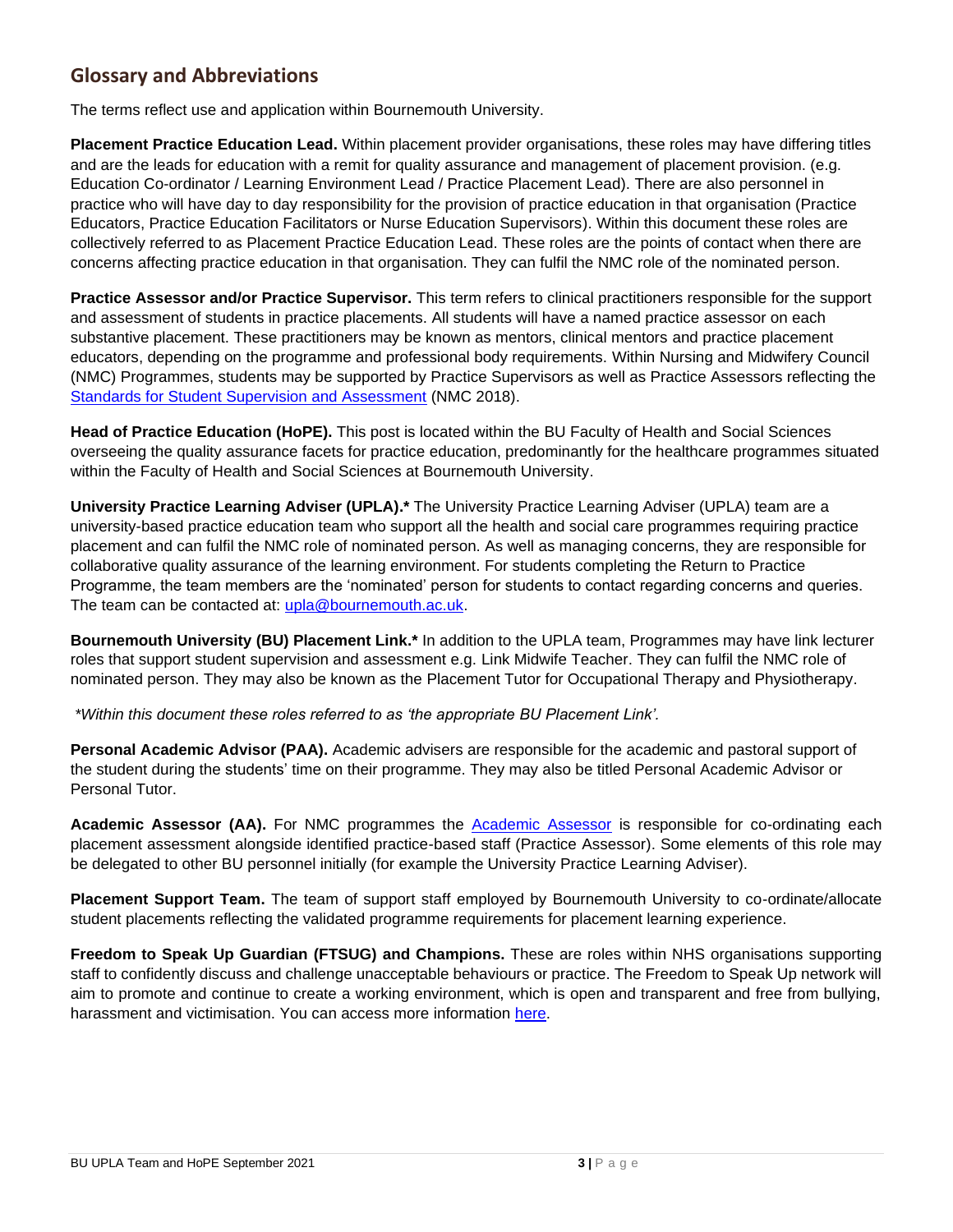## Glossary and Abbreviations

The terms reflect use and application within Bournemouth University.

**Placement Practice Education Lead.** Within placement provider organisations, these roles may have differing titles and are the leads for education with a remit for quality assurance and management of placement provision. (e.g. Education Co-ordinator / Learning Environment Lead / Practice Placement Lead). There are also personnel in practice who will have day to day responsibility for the provision of practice education in that organisation (Practice Educators, Practice Education Facilitators or Nurse Education Supervisors). Within this document these roles are collectively referred to as Placement Practice Education Lead. These roles are the points of contact when there are concerns affecting practice education in that organisation. They can fulfil the NMC role of the nominated person.

**Practice Assessor and/or Practice Supervisor.** This term refers to clinical practitioners responsible for the support and assessment of students in practice placements. All students will have a named practice assessor on each substantive placement. These practitioners may be known as mentors, clinical mentors and practice placement educators, depending on the programme and professional body requirements. Within Nursing and Midwifery Council (NMC) Programmes, students may be supported by Practice Supervisors as well as Practice Assessors reflecting the Standards for Student Supervision and Assessment (NMC 2018).

**Head of Practice Education (HoPE).** This post is located within the BU Faculty of Health and Social Sciences overseeing the quality assurance facets for practice education, predominantly for the healthcare programmes situated within the Faculty of Health and Social Sciences at Bournemouth University.

**University Practice Learning Adviser (UPLA).*** The University Practice Learning Adviser (UPLA) team are a university-based practice education team who support all the health and social care programmes requiring practice placement and can fulfil the NMC role of nominated person. As well as managing concerns, they are responsible for collaborative quality assurance of the learning environment. For students completing the Return to Practice Programme, the team members are the 'nominated' person for students to contact regarding concerns and queries. The team can be contacted at: upla@bournemouth.ac.uk.

**Bournemouth University (BU) Placement Link.*** In addition to the UPLA team, Programmes may have link lecturer roles that support student supervision and assessment e.g. Link Midwife Teacher. They can fulfil the NMC role of nominated person. They may also be known as the Placement Tutor for Occupational Therapy and Physiotherapy.

*\*Within this document these roles referred to as 'the appropriate BU Placement Link'.*

**Personal Academic Advisor (PAA).** Academic advisers are responsible for the academic and pastoral support of the student during the students' time on their programme. They may also be titled Personal Academic Advisor or Personal Tutor.

**Academic Assessor (AA).** For NMC programmes the Academic Assessor is responsible for co-ordinating each placement assessment alongside identified practice-based staff (Practice Assessor). Some elements of this role may be delegated to other BU personnel initially (for example the University Practice Learning Adviser).

**Placement Support Team.** The team of support staff employed by Bournemouth University to co-ordinate/allocate student placements reflecting the validated programme requirements for placement learning experience.

**Freedom to Speak Up Guardian (FTSUG) and Champions.** These are roles within NHS organisations supporting staff to confidently discuss and challenge unacceptable behaviours or practice. The Freedom to Speak Up network will aim to promote and continue to create a working environment, which is open and transparent and free from bullying, harassment and victimisation. You can access more information here.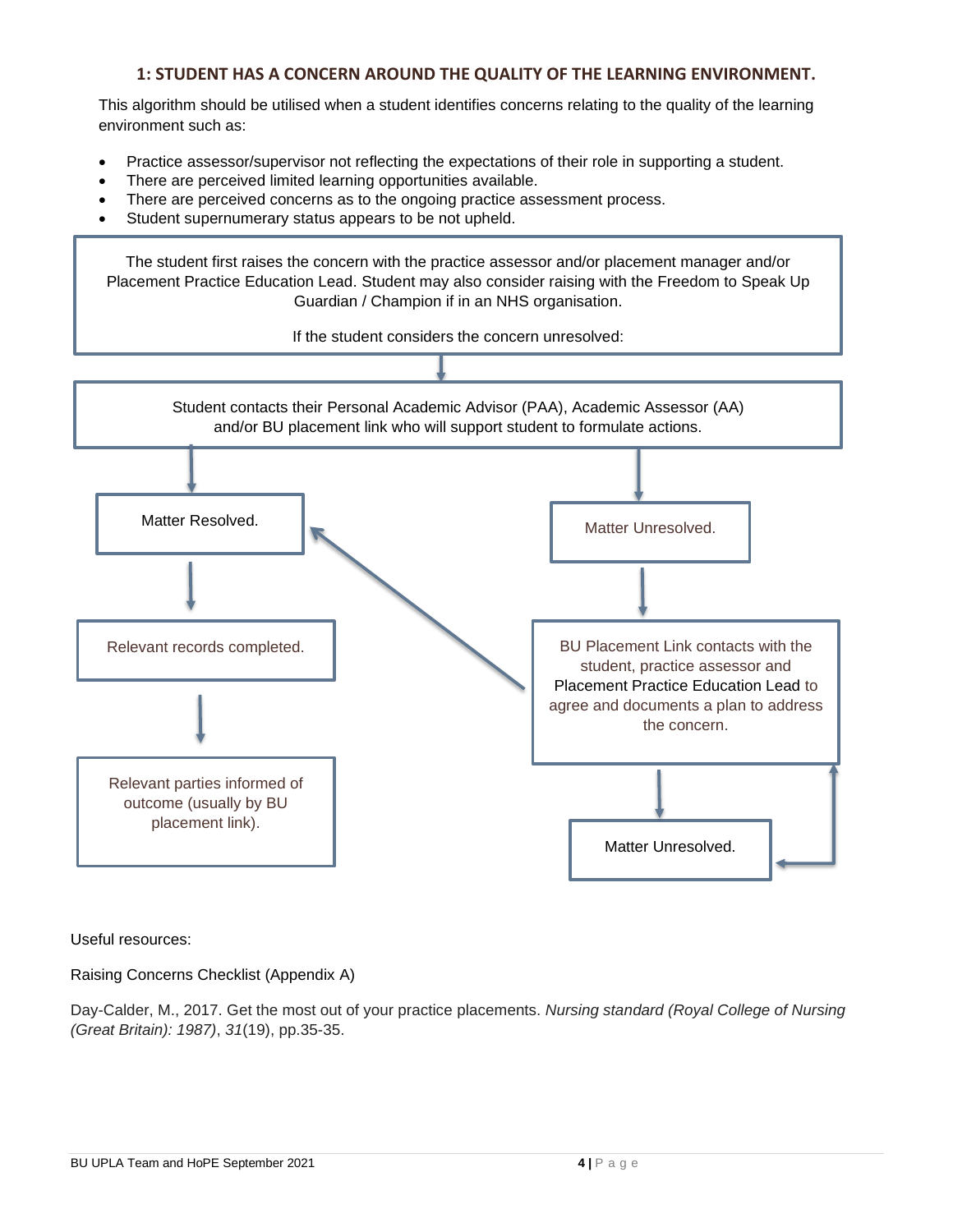## 1: STUDENT HAS A CONCERN AROUND THE QUALITY OF THE LEARNING ENVIRONMENT.

This algorithm should be utilised when a student identifies concerns relating to the quality of the learning environment such as:

- Practice assessor/supervisor not reflecting the expectations of their role in supporting a student.
- There are perceived limited learning opportunities available.
- There are perceived concerns as to the ongoing practice assessment process.
- Student supernumerary status appears to be not upheld.

The student first raises the concern with the practice assessor and/or placement manager and/or Placement Practice Education Lead. Student may also consider raising with the Freedom to Speak Up Guardian / Champion if in an NHS organisation.

If the student considers the concern unresolved:

Student contacts their Personal Academic Advisor (PAA), Academic Assessor (AA) and/or BU placement link who will support student to formulate actions.

Matter Resolved.

Relevant records completed.

Relevant parties informed of outcome (usually by BU placement link).

Matter Unresolved.

BU Placement Link contacts with the student, practice assessor and Placement Practice Education Lead to agree and documents a plan to address the concern.

Matter Unresolved.

Useful resources:

Raising Concerns Checklist (Appendix A)

Day-Calder, M., 2017. Get the most out of your practice placements. *Nursing standard (Royal College of Nursing (Great Britain): 1987)*, *31*(19), pp.35-35.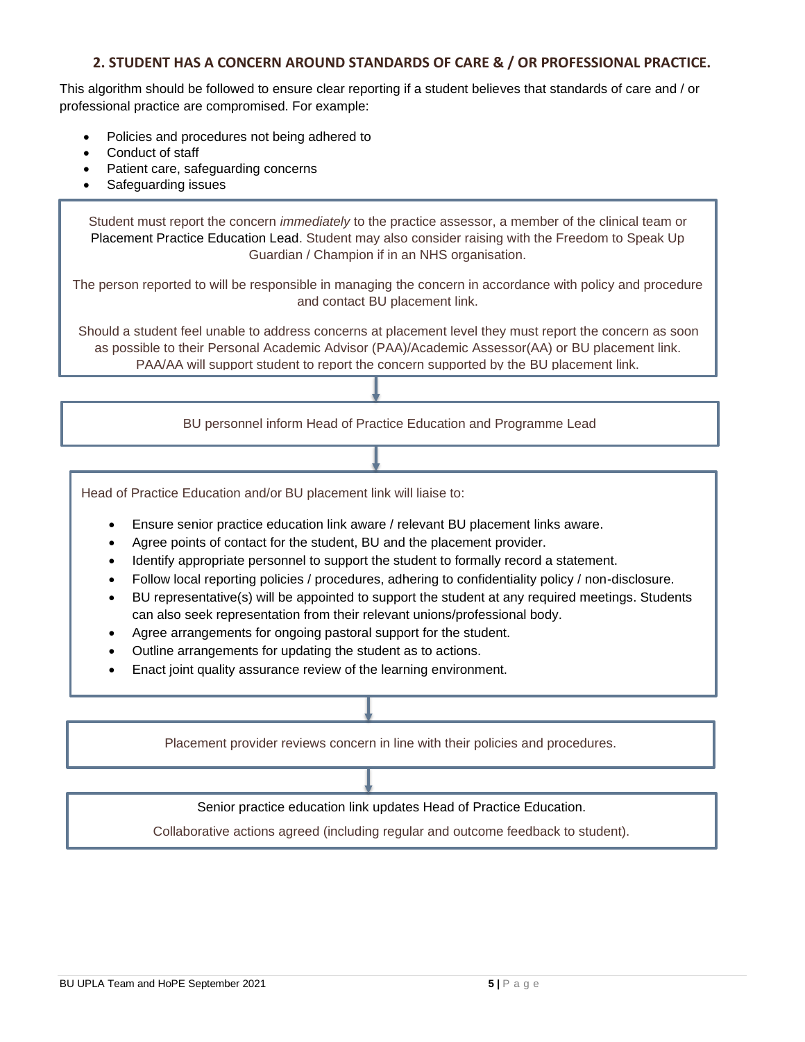## 2. STUDENT HAS A CONCERN AROUND STANDARDS OF CARE & / OR PROFESSIONAL PRACTICE.

This algorithm should be followed to ensure clear reporting if a student believes that standards of care and / or professional practice are compromised. For example:

- Policies and procedures not being adhered to
- Conduct of staff
- Patient care, safeguarding concerns
- Safeguarding issues

Student must report the concern *immediately* to the practice assessor, a member of the clinical team or Placement Practice Education Lead. Student may also consider raising with the Freedom to Speak Up Guardian / Champion if in an NHS organisation.

The person reported to will be responsible in managing the concern in accordance with policy and procedure and contact BU placement link.

Should a student feel unable to address concerns at placement level they must report the concern as soon as possible to their Personal Academic Advisor (PAA)/Academic Assessor(AA) or BU placement link. PAA/AA will support student to report the concern supported by the BU placement link.

↓

BU personnel inform Head of Practice Education and Programme Lead

↓

Head of Practice Education and/or BU placement link will liaise to:

- Ensure senior practice education link aware / relevant BU placement links aware.
- Agree points of contact for the student, BU and the placement provider.
- Identify appropriate personnel to support the student to formally record a statement.
- Follow local reporting policies / procedures, adhering to confidentiality policy / non-disclosure.
- BU representative(s) will be appointed to support the student at any required meetings. Students can also seek representation from their relevant unions/professional body.
- Agree arrangements for ongoing pastoral support for the student.
- Outline arrangements for updating the student as to actions.
- Enact joint quality assurance review of the learning environment.

↓

Placement provider reviews concern in line with their policies and procedures.

↓

Senior practice education link updates Head of Practice Education.

Collaborative actions agreed (including regular and outcome feedback to student).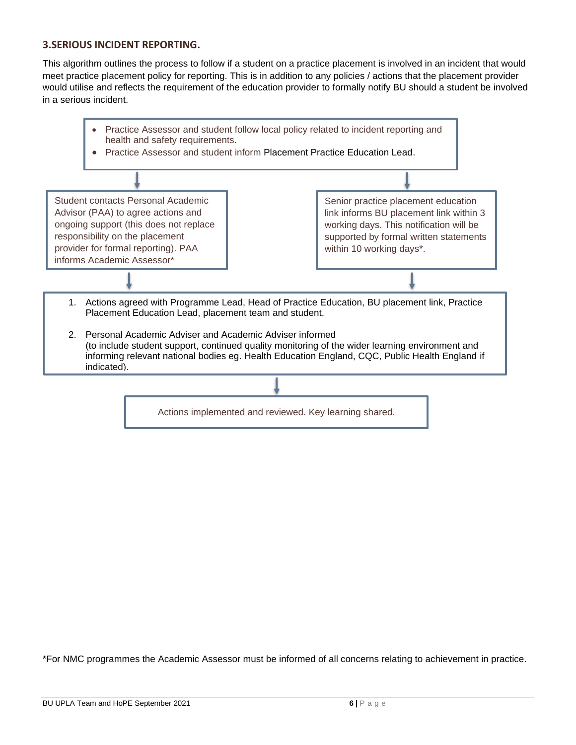### 3.SERIOUS INCIDENT REPORTING.

This algorithm outlines the process to follow if a student on a practice placement is involved in an incident that would meet practice placement policy for reporting. This is in addition to any policies / actions that the placement provider would utilise and reflects the requirement of the education provider to formally notify BU should a student be involved in a serious incident.

- Practice Assessor and student follow local policy related to incident reporting and health and safety requirements.
- Practice Assessor and student inform Placement Practice Education Lead.

↓

Student contacts Personal Academic Advisor (PAA) to agree actions and ongoing support (this does not replace responsibility on the placement provider for formal reporting). PAA informs Academic Assessor*

Senior practice placement education link informs BU placement link within 3 working days. This notification will be supported by formal written statements within 10 working days*.

↓

1. Actions agreed with Programme Lead, Head of Practice Education, BU placement link, Practice Placement Education Lead, placement team and student.
2. Personal Academic Adviser and Academic Adviser informed (to include student support, continued quality monitoring of the wider learning environment and informing relevant national bodies eg. Health Education England, CQC, Public Health England if indicated).

↓

Actions implemented and reviewed. Key learning shared.

*For NMC programmes the Academic Assessor must be informed of all concerns relating to achievement in practice.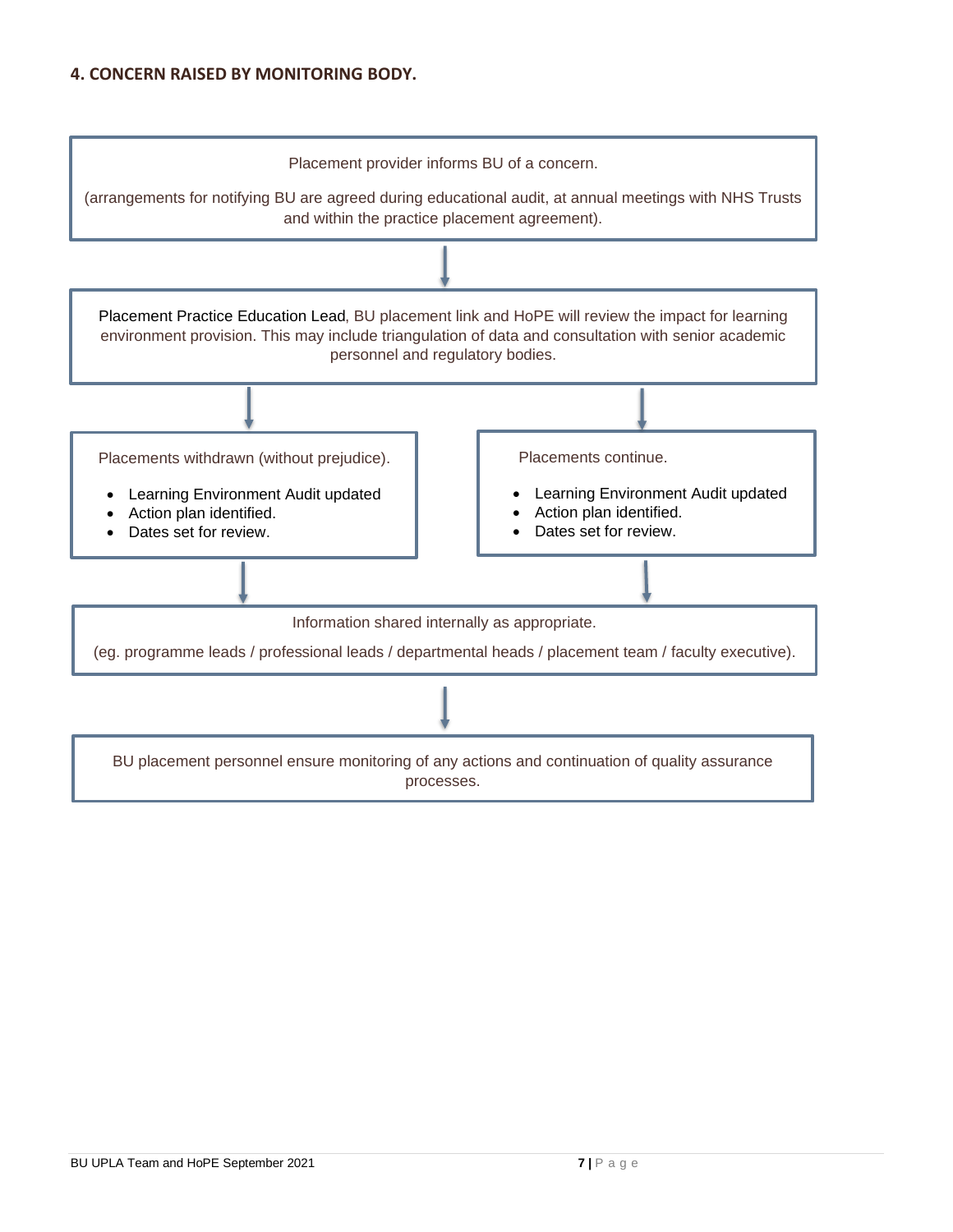## 4. CONCERN RAISED BY MONITORING BODY.

Placement provider informs BU of a concern.

(arrangements for notifying BU are agreed during educational audit, at annual meetings with NHS Trusts and within the practice placement agreement).

↓

Placement Practice Education Lead, BU placement link and HoPE will review the impact for learning environment provision. This may include triangulation of data and consultation with senior academic personnel and regulatory bodies.

↓

Placements withdrawn (without prejudice).

- Learning Environment Audit updated
- Action plan identified.
- Dates set for review.

Placements continue.

- Learning Environment Audit updated
- Action plan identified.
- Dates set for review.

↓

Information shared internally as appropriate.

(eg. programme leads / professional leads / departmental heads / placement team / faculty executive).

↓

BU placement personnel ensure monitoring of any actions and continuation of quality assurance processes.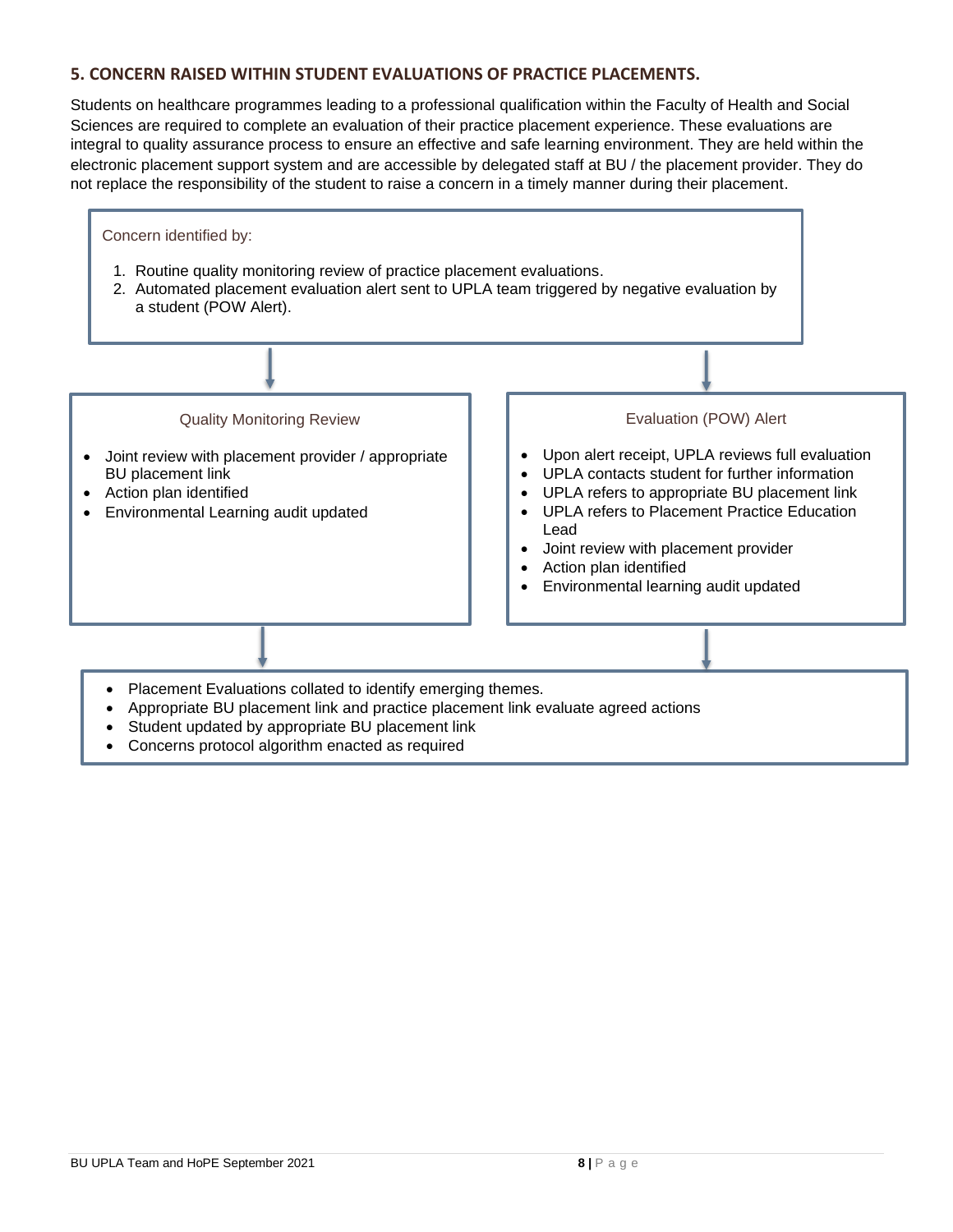## 5. CONCERN RAISED WITHIN STUDENT EVALUATIONS OF PRACTICE PLACEMENTS.

Students on healthcare programmes leading to a professional qualification within the Faculty of Health and Social Sciences are required to complete an evaluation of their practice placement experience. These evaluations are integral to quality assurance process to ensure an effective and safe learning environment. They are held within the electronic placement support system and are accessible by delegated staff at BU / the placement provider. They do not replace the responsibility of the student to raise a concern in a timely manner during their placement.

Concern identified by:

1. Routine quality monitoring review of practice placement evaluations.
2. Automated placement evaluation alert sent to UPLA team triggered by negative evaluation by a student (POW Alert).

**Quality Monitoring Review**

- Joint review with placement provider / appropriate BU placement link
- Action plan identified
- Environmental Learning audit updated

**Evaluation (POW) Alert**

- Upon alert receipt, UPLA reviews full evaluation
- UPLA contacts student for further information
- UPLA refers to appropriate BU placement link
- UPLA refers to Placement Practice Education Lead
- Joint review with placement provider
- Action plan identified
- Environmental learning audit updated

Both routes then lead to:

- Placement Evaluations collated to identify emerging themes.
- Appropriate BU placement link and practice placement link evaluate agreed actions
- Student updated by appropriate BU placement link
- Concerns protocol algorithm enacted as required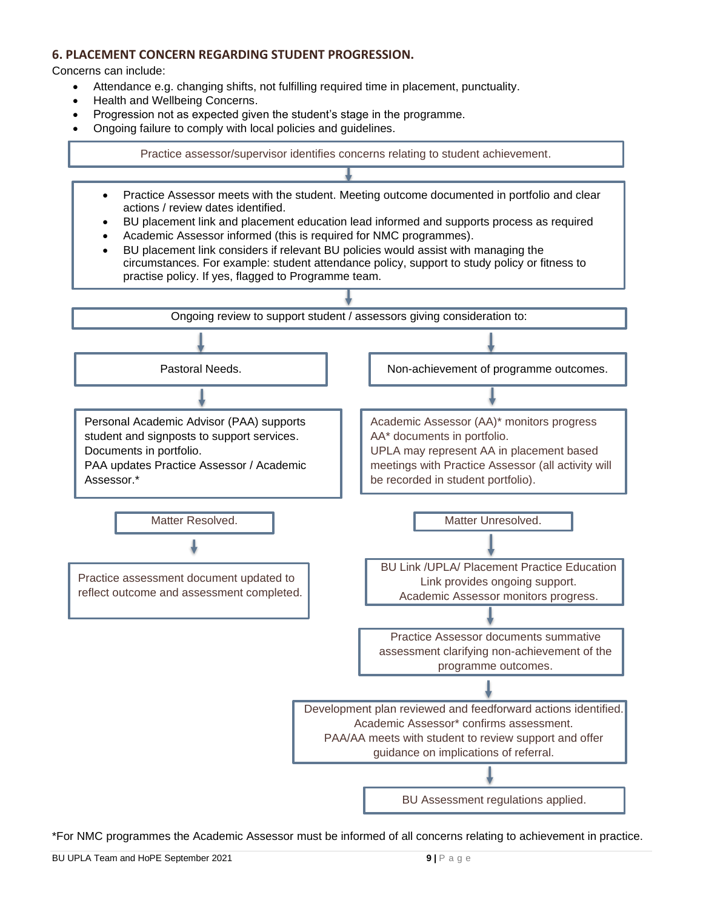## 6. PLACEMENT CONCERN REGARDING STUDENT PROGRESSION.

Concerns can include:

- Attendance e.g. changing shifts, not fulfilling required time in placement, punctuality.
- Health and Wellbeing Concerns.
- Progression not as expected given the student's stage in the programme.
- Ongoing failure to comply with local policies and guidelines.

Practice assessor/supervisor identifies concerns relating to student achievement.

↓

- Practice Assessor meets with the student. Meeting outcome documented in portfolio and clear actions / review dates identified.
- BU placement link and placement education lead informed and supports process as required
- Academic Assessor informed (this is required for NMC programmes).
- BU placement link considers if relevant BU policies would assist with managing the circumstances. For example: student attendance policy, support to study policy or fitness to practise policy. If yes, flagged to Programme team.

↓

Ongoing review to support student / assessors giving consideration to:

**Pastoral Needs.**

↓

Personal Academic Advisor (PAA) supports student and signposts to support services. Documents in portfolio. PAA updates Practice Assessor / Academic Assessor.*

Matter Resolved.

↓

Practice assessment document updated to reflect outcome and assessment completed.

**Non-achievement of programme outcomes.**

↓

Academic Assessor (AA)* monitors progress AA* documents in portfolio. UPLA may represent AA in placement based meetings with Practice Assessor (all activity will be recorded in student portfolio).

Matter Unresolved.

↓

BU Link /UPLA/ Placement Practice Education Link provides ongoing support. Academic Assessor monitors progress.

↓

Practice Assessor documents summative assessment clarifying non-achievement of the programme outcomes.

↓

Development plan reviewed and feedforward actions identified. Academic Assessor* confirms assessment. PAA/AA meets with student to review support and offer guidance on implications of referral.

↓

BU Assessment regulations applied.

*For NMC programmes the Academic Assessor must be informed of all concerns relating to achievement in practice.

BU UPLA Team and HoPE September 2021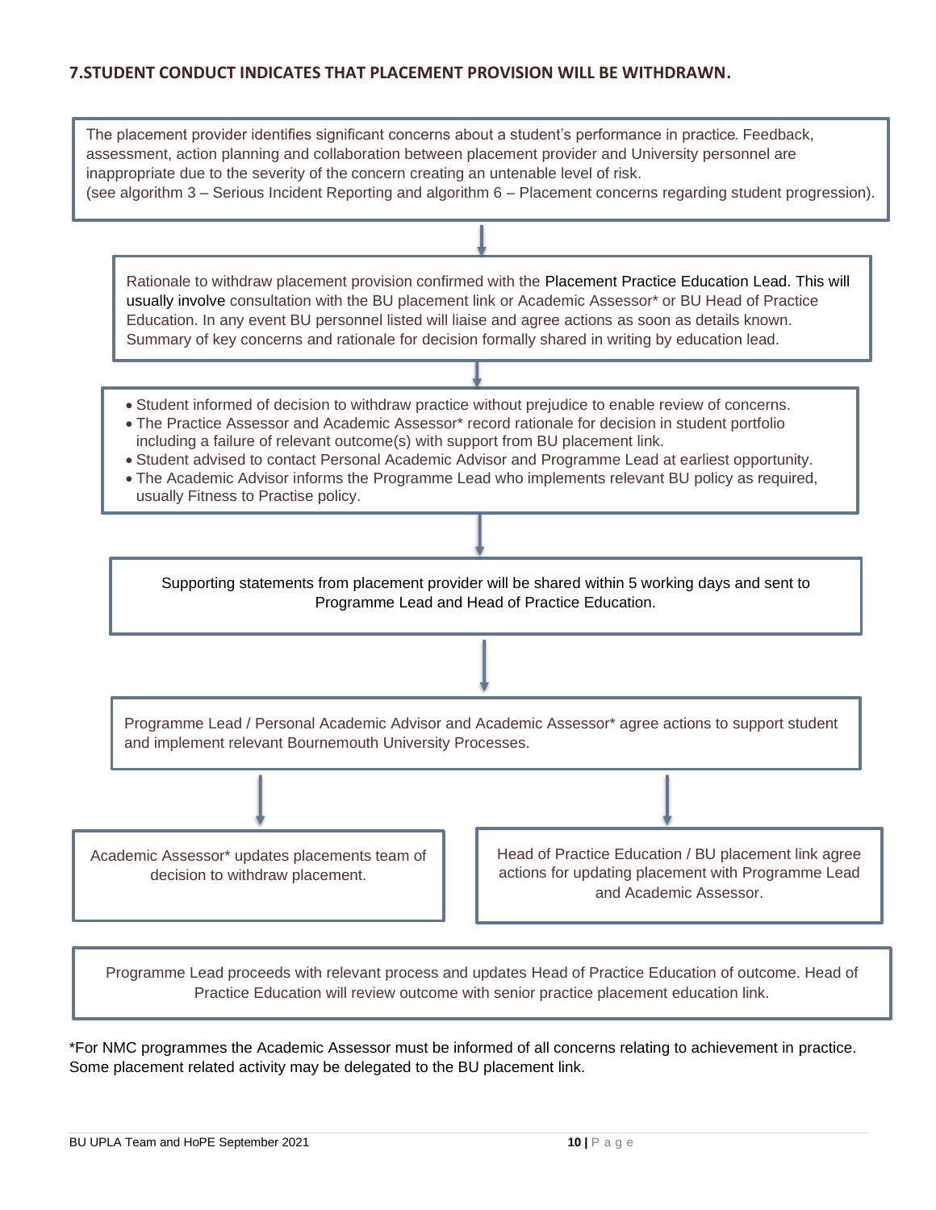## 7.STUDENT CONDUCT INDICATES THAT PLACEMENT PROVISION WILL BE WITHDRAWN.

The placement provider identifies significant concerns about a student's performance in practice. Feedback, assessment, action planning and collaboration between placement provider and University personnel are inappropriate due to the severity of the concern creating an untenable level of risk. (see algorithm 3 – Serious Incident Reporting and algorithm 6 – Placement concerns regarding student progression).

↓

Rationale to withdraw placement provision confirmed with the Placement Practice Education Lead. This will usually involve consultation with the BU placement link or Academic Assessor* or BU Head of Practice Education. In any event BU personnel listed will liaise and agree actions as soon as details known. Summary of key concerns and rationale for decision formally shared in writing by education lead.

↓

- Student informed of decision to withdraw practice without prejudice to enable review of concerns.
- The Practice Assessor and Academic Assessor* record rationale for decision in student portfolio including a failure of relevant outcome(s) with support from BU placement link.
- Student advised to contact Personal Academic Advisor and Programme Lead at earliest opportunity.
- The Academic Advisor informs the Programme Lead who implements relevant BU policy as required, usually Fitness to Practise policy.

↓

Supporting statements from placement provider will be shared within 5 working days and sent to Programme Lead and Head of Practice Education.

↓

Programme Lead / Personal Academic Advisor and Academic Assessor* agree actions to support student and implement relevant Bournemouth University Processes.

↓

Academic Assessor* updates placements team of decision to withdraw placement.

Head of Practice Education / BU placement link agree actions for updating placement with Programme Lead and Academic Assessor.

Programme Lead proceeds with relevant process and updates Head of Practice Education of outcome. Head of Practice Education will review outcome with senior practice placement education link.

*For NMC programmes the Academic Assessor must be informed of all concerns relating to achievement in practice. Some placement related activity may be delegated to the BU placement link.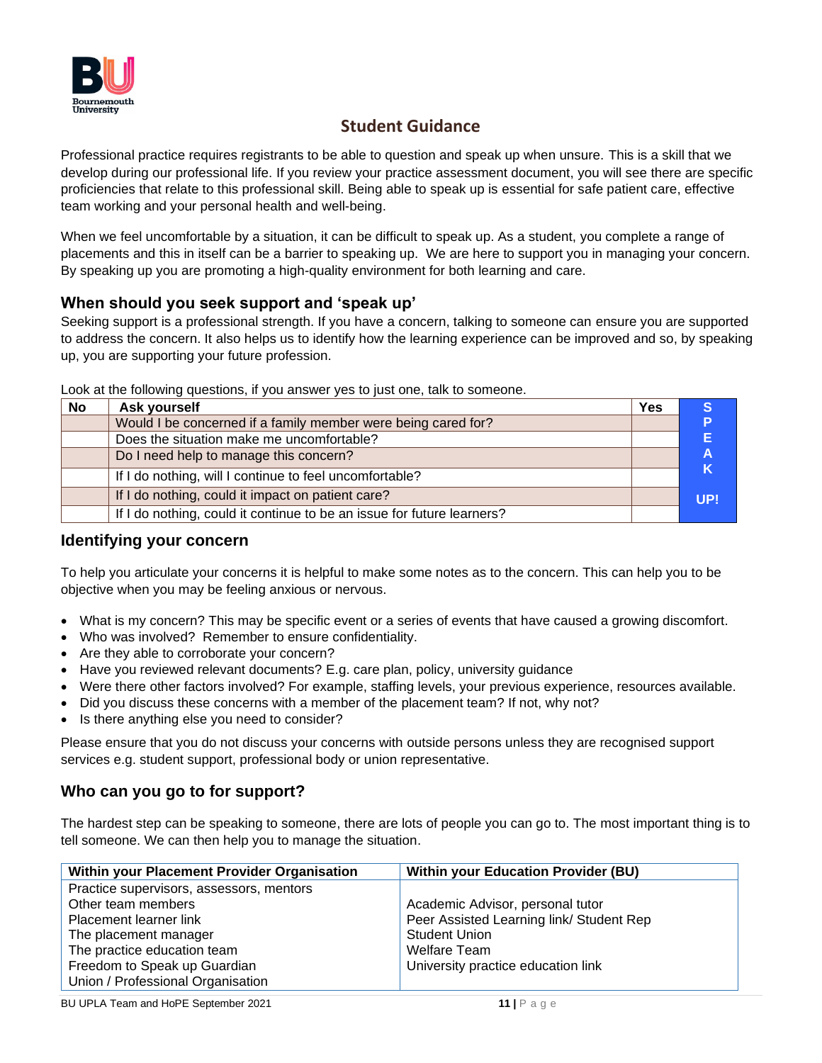## Student Guidance

Professional practice requires registrants to be able to question and speak up when unsure. This is a skill that we develop during our professional life. If you review your practice assessment document, you will see there are specific proficiencies that relate to this professional skill. Being able to speak up is essential for safe patient care, effective team working and your personal health and well-being.

When we feel uncomfortable by a situation, it can be difficult to speak up. As a student, you complete a range of placements and this in itself can be a barrier to speaking up. We are here to support you in managing your concern. By speaking up you are promoting a high-quality environment for both learning and care.

### When should you seek support and 'speak up'

Seeking support is a professional strength. If you have a concern, talking to someone can ensure you are supported to address the concern. It also helps us to identify how the learning experience can be improved and so, by speaking up, you are supporting your future profession.

Look at the following questions, if you answer yes to just one, talk to someone.

| No | Ask yourself | Yes | SPEAK UP! |
|---|---|---|---|
| | Would I be concerned if a family member were being cared for? | | S |
| | Does the situation make me uncomfortable? | | P |
| | Do I need help to manage this concern? | | E |
| | If I do nothing, will I continue to feel uncomfortable? | | A K |
| | If I do nothing, could it impact on patient care? | | UP! |
| | If I do nothing, could it continue to be an issue for future learners? | | |

### Identifying your concern

To help you articulate your concerns it is helpful to make some notes as to the concern. This can help you to be objective when you may be feeling anxious or nervous.

- What is my concern? This may be specific event or a series of events that have caused a growing discomfort.
- Who was involved? Remember to ensure confidentiality.
- Are they able to corroborate your concern?
- Have you reviewed relevant documents? E.g. care plan, policy, university guidance
- Were there other factors involved? For example, staffing levels, your previous experience, resources available.
- Did you discuss these concerns with a member of the placement team? If not, why not?
- Is there anything else you need to consider?

Please ensure that you do not discuss your concerns with outside persons unless they are recognised support services e.g. student support, professional body or union representative.

### Who can you go to for support?

The hardest step can be speaking to someone, there are lots of people you can go to. The most important thing is to tell someone. We can then help you to manage the situation.

| Within your Placement Provider Organisation | Within your Education Provider (BU) |
|---|---|
| Practice supervisors, assessors, mentors | |
| Other team members | Academic Advisor, personal tutor |
| Placement learner link | Peer Assisted Learning link/ Student Rep |
| The placement manager | Student Union |
| The practice education team | Welfare Team |
| Freedom to Speak up Guardian | University practice education link |
| Union / Professional Organisation | |

BU UPLA Team and HoPE September 2021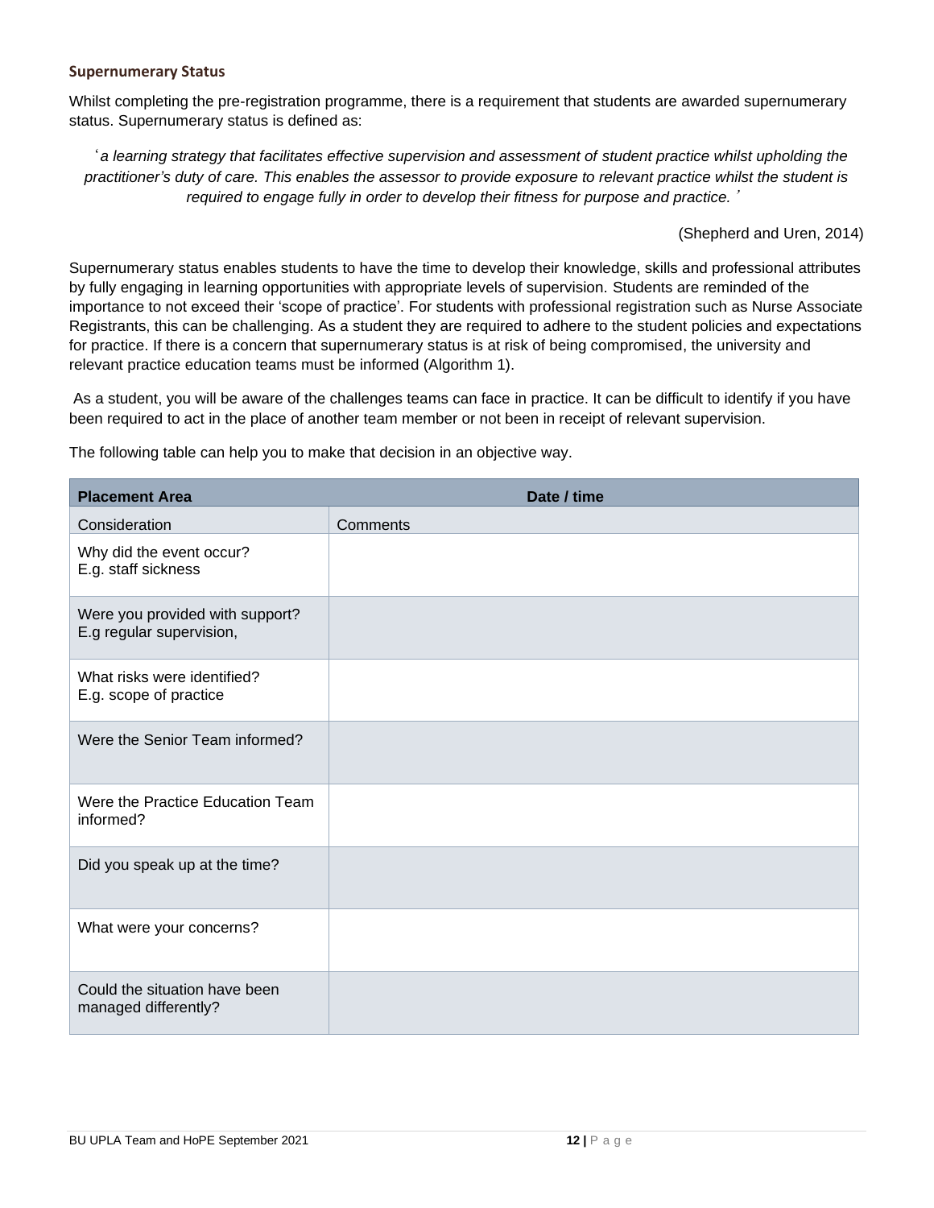### Supernumerary Status

Whilst completing the pre-registration programme, there is a requirement that students are awarded supernumerary status. Supernumerary status is defined as:

> '*a learning strategy that facilitates effective supervision and assessment of student practice whilst upholding the practitioner's duty of care. This enables the assessor to provide exposure to relevant practice whilst the student is required to engage fully in order to develop their fitness for purpose and practice.*'

(Shepherd and Uren, 2014)

Supernumerary status enables students to have the time to develop their knowledge, skills and professional attributes by fully engaging in learning opportunities with appropriate levels of supervision. Students are reminded of the importance to not exceed their 'scope of practice'. For students with professional registration such as Nurse Associate Registrants, this can be challenging. As a student they are required to adhere to the student policies and expectations for practice. If there is a concern that supernumerary status is at risk of being compromised, the university and relevant practice education teams must be informed (Algorithm 1).

As a student, you will be aware of the challenges teams can face in practice. It can be difficult to identify if you have been required to act in the place of another team member or not been in receipt of relevant supervision.

The following table can help you to make that decision in an objective way.

| **Placement Area** | **Date / time** |
|---|---|
| Consideration | Comments |
| Why did the event occur?<br>E.g. staff sickness | |
| Were you provided with support?<br>E.g regular supervision, | |
| What risks were identified?<br>E.g. scope of practice | |
| Were the Senior Team informed? | |
| Were the Practice Education Team informed? | |
| Did you speak up at the time? | |
| What were your concerns? | |
| Could the situation have been managed differently? | |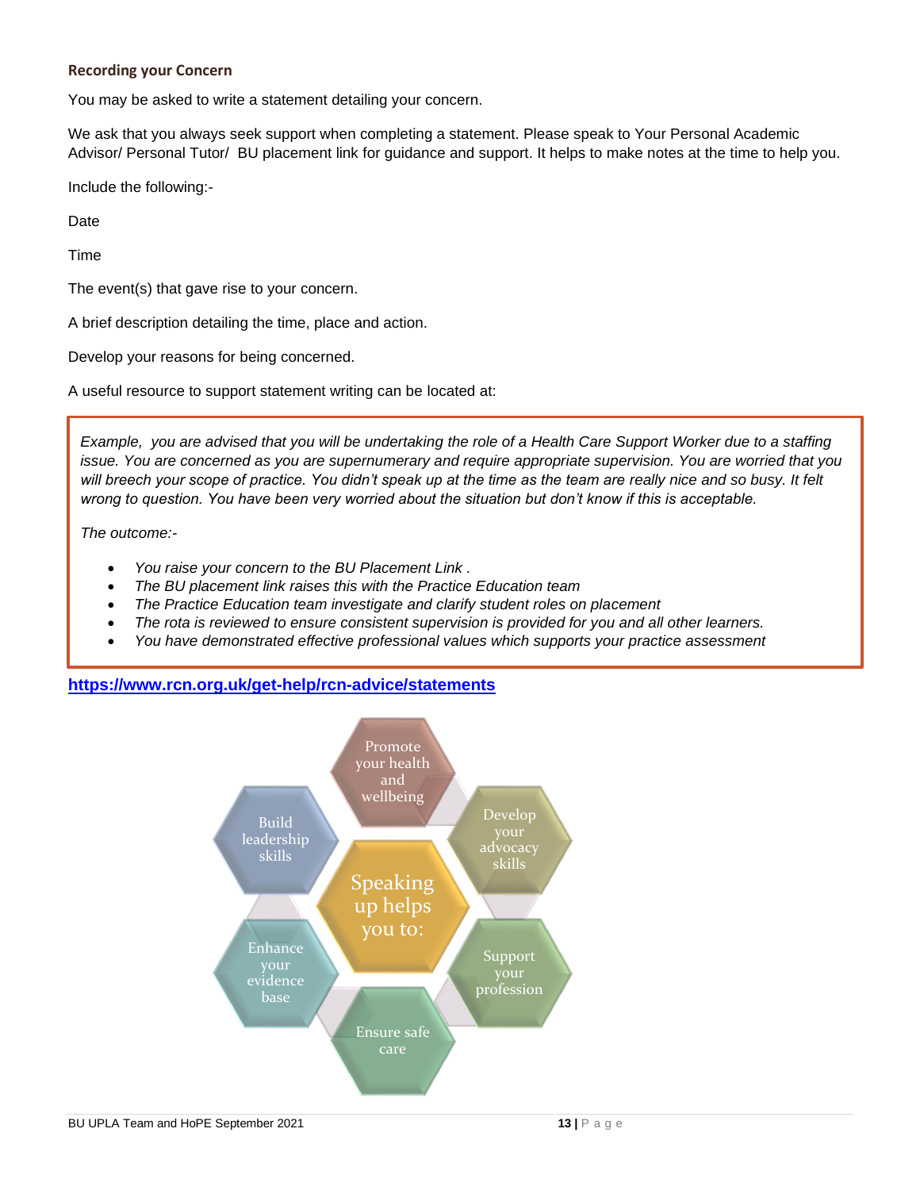### Recording your Concern

You may be asked to write a statement detailing your concern.

We ask that you always seek support when completing a statement. Please speak to Your Personal Academic Advisor/ Personal Tutor/ BU placement link for guidance and support. It helps to make notes at the time to help you.

Include the following:-

Date

Time

The event(s) that gave rise to your concern.

A brief description detailing the time, place and action.

Develop your reasons for being concerned.

A useful resource to support statement writing can be located at:

*Example, you are advised that you will be undertaking the role of a Health Care Support Worker due to a staffing issue. You are concerned as you are supernumerary and require appropriate supervision. You are worried that you will breech your scope of practice. You didn't speak up at the time as the team are really nice and so busy. It felt wrong to question. You have been very worried about the situation but don't know if this is acceptable.*

*The outcome:-*

- *You raise your concern to the BU Placement Link .*
- *The BU placement link raises this with the Practice Education team*
- *The Practice Education team investigate and clarify student roles on placement*
- *The rota is reviewed to ensure consistent supervision is provided for you and all other learners.*
- *You have demonstrated effective professional values which supports your practice assessment*

**https://www.rcn.org.uk/get-help/rcn-advice/statements**

Speaking up helps you to:

Promote your health and wellbeing

Develop your advocacy skills

Support your profession

Ensure safe care

Enhance your evidence base

Build leadership skills